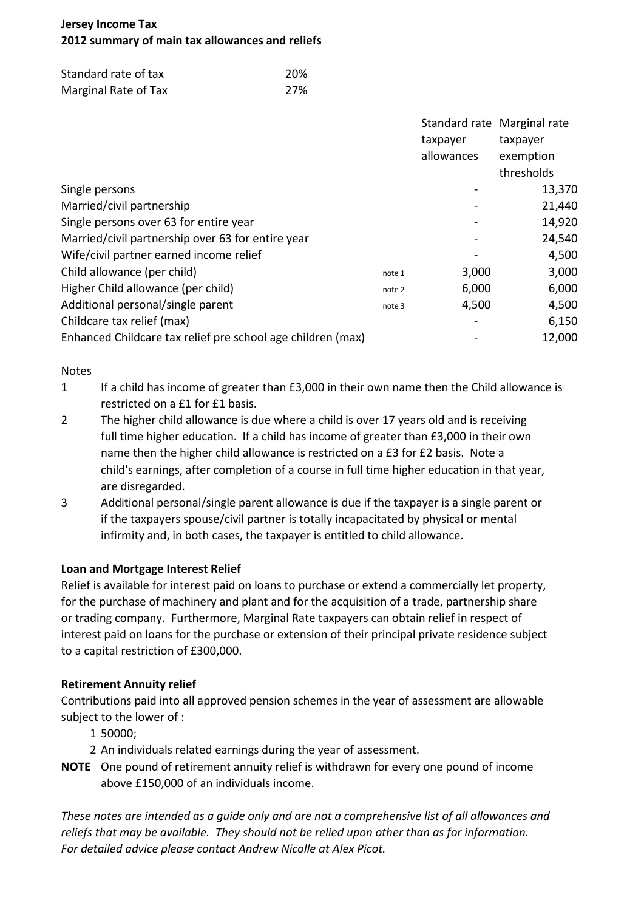**Jersey Income Tax**
**2012 summary of main tax allowances and reliefs**

| | |
|---|---|
| Standard rate of tax | 20% |
| Marginal Rate of Tax | 27% |

| | | Standard rate taxpayer allowances | Marginal rate taxpayer exemption thresholds |
|---|---|---|---|
| Single persons | | - | 13,370 |
| Married/civil partnership | | - | 21,440 |
| Single persons over 63 for entire year | | - | 14,920 |
| Married/civil partnership over 63 for entire year | | - | 24,540 |
| Wife/civil partner earned income relief | | - | 4,500 |
| Child allowance (per child) | note 1 | 3,000 | 3,000 |
| Higher Child allowance (per child) | note 2 | 6,000 | 6,000 |
| Additional personal/single parent | note 3 | 4,500 | 4,500 |
| Childcare tax relief (max) | | - | 6,150 |
| Enhanced Childcare tax relief pre school age children (max) | | - | 12,000 |

Notes

1. If a child has income of greater than £3,000 in their own name then the Child allowance is restricted on a £1 for £1 basis.
2. The higher child allowance is due where a child is over 17 years old and is receiving full time higher education. If a child has income of greater than £3,000 in their own name then the higher child allowance is restricted on a £3 for £2 basis. Note a child's earnings, after completion of a course in full time higher education in that year, are disregarded.
3. Additional personal/single parent allowance is due if the taxpayer is a single parent or if the taxpayers spouse/civil partner is totally incapacitated by physical or mental infirmity and, in both cases, the taxpayer is entitled to child allowance.

**Loan and Mortgage Interest Relief**

Relief is available for interest paid on loans to purchase or extend a commercially let property, for the purchase of machinery and plant and for the acquisition of a trade, partnership share or trading company. Furthermore, Marginal Rate taxpayers can obtain relief in respect of interest paid on loans for the purchase or extension of their principal private residence subject to a capital restriction of £300,000.

**Retirement Annuity relief**

Contributions paid into all approved pension schemes in the year of assessment are allowable subject to the lower of :

1. 50000;
2. An individuals related earnings during the year of assessment.

**NOTE** One pound of retirement annuity relief is withdrawn for every one pound of income above £150,000 of an individuals income.

*These notes are intended as a guide only and are not a comprehensive list of all allowances and reliefs that may be available. They should not be relied upon other than as for information. For detailed advice please contact Andrew Nicolle at Alex Picot.*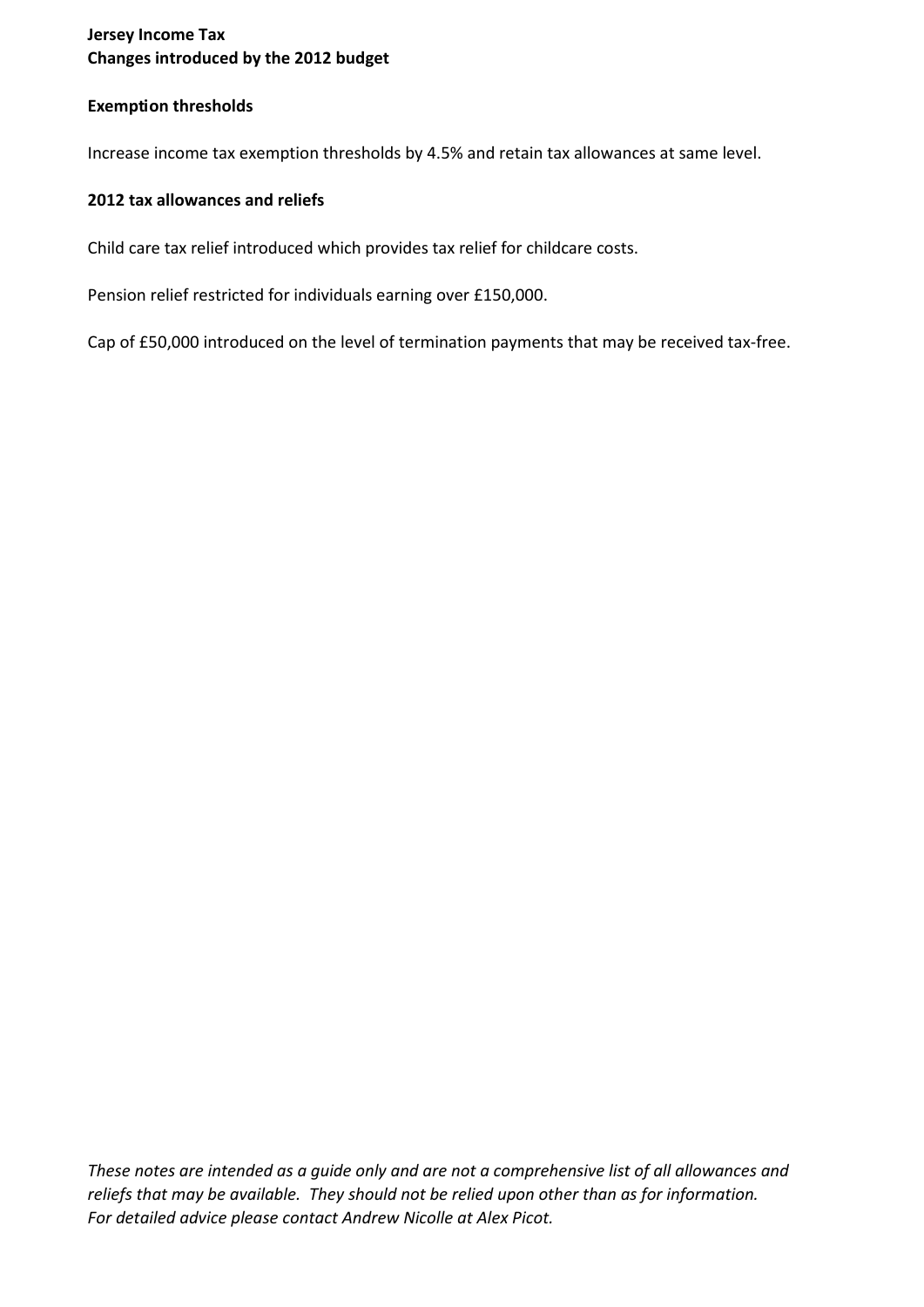**Jersey Income Tax**
**Changes introduced by the 2012 budget**

### Exemption thresholds

Increase income tax exemption thresholds by 4.5% and retain tax allowances at same level.

### 2012 tax allowances and reliefs

Child care tax relief introduced which provides tax relief for childcare costs.

Pension relief restricted for individuals earning over £150,000.

Cap of £50,000 introduced on the level of termination payments that may be received tax-free.

*These notes are intended as a guide only and are not a comprehensive list of all allowances and reliefs that may be available. They should not be relied upon other than as for information. For detailed advice please contact Andrew Nicolle at Alex Picot.*